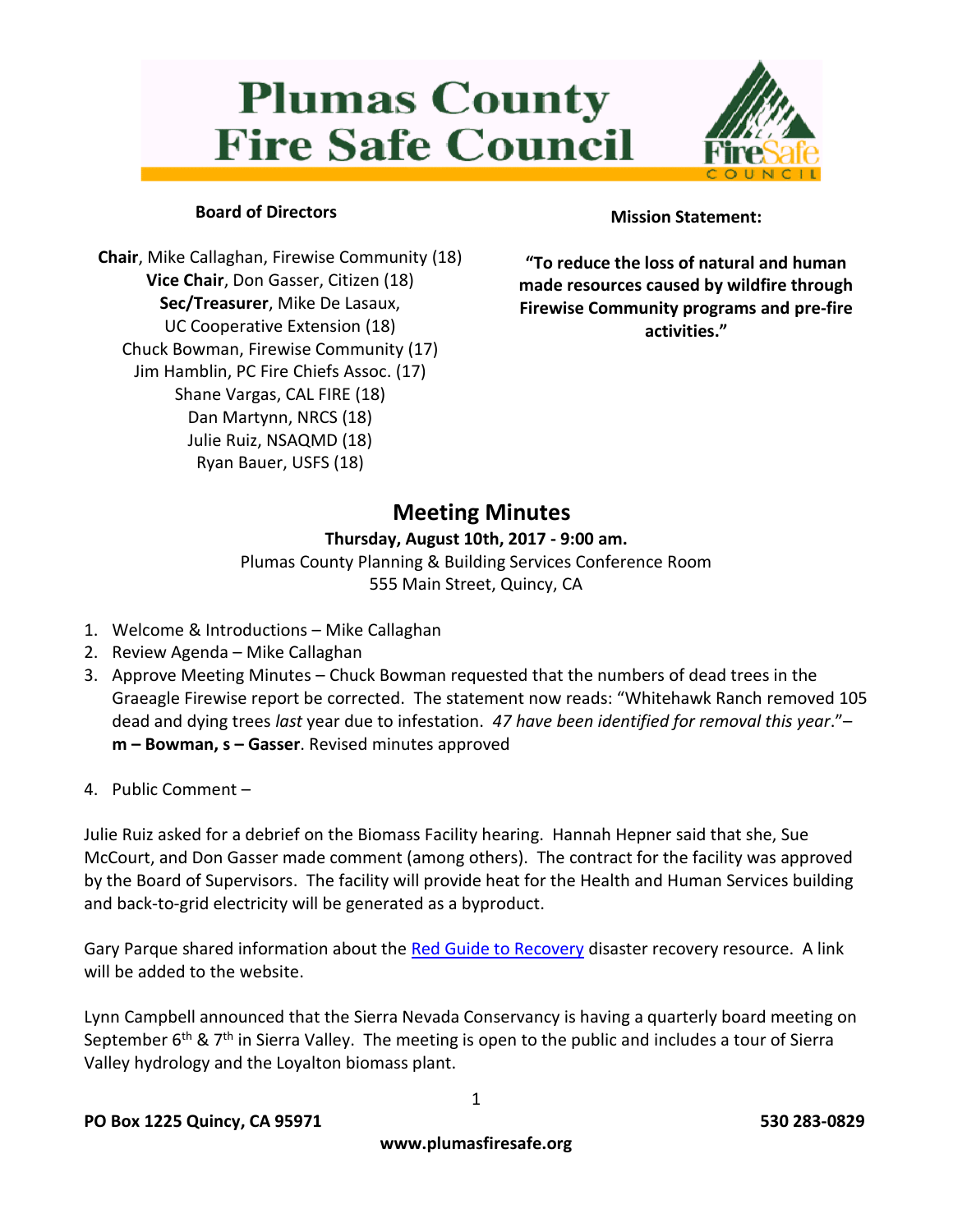# Plumas County Fire Safe Council

**Board of Directors**

**Chair**, Mike Callaghan, Firewise Community (18)
**Vice Chair**, Don Gasser, Citizen (18)
**Sec/Treasurer**, Mike De Lasaux,
UC Cooperative Extension (18)
Chuck Bowman, Firewise Community (17)
Jim Hamblin, PC Fire Chiefs Assoc. (17)
Shane Vargas, CAL FIRE (18)
Dan Martynn, NRCS (18)
Julie Ruiz, NSAQMD (18)
Ryan Bauer, USFS (18)

**Mission Statement:**

**"To reduce the loss of natural and human made resources caused by wildfire through Firewise Community programs and pre-fire activities."**

## Meeting Minutes

**Thursday, August 10th, 2017 - 9:00 am.**
Plumas County Planning & Building Services Conference Room
555 Main Street, Quincy, CA

1. Welcome & Introductions – Mike Callaghan
2. Review Agenda – Mike Callaghan
3. Approve Meeting Minutes – Chuck Bowman requested that the numbers of dead trees in the Graeagle Firewise report be corrected. The statement now reads: "Whitehawk Ranch removed 105 dead and dying trees *last* year due to infestation. *47 have been identified for removal this year*."– **m – Bowman, s – Gasser**. Revised minutes approved

4. Public Comment –

Julie Ruiz asked for a debrief on the Biomass Facility hearing. Hannah Hepner said that she, Sue McCourt, and Don Gasser made comment (among others). The contract for the facility was approved by the Board of Supervisors. The facility will provide heat for the Health and Human Services building and back-to-grid electricity will be generated as a byproduct.

Gary Parque shared information about the Red Guide to Recovery disaster recovery resource. A link will be added to the website.

Lynn Campbell announced that the Sierra Nevada Conservancy is having a quarterly board meeting on September 6th & 7th in Sierra Valley. The meeting is open to the public and includes a tour of Sierra Valley hydrology and the Loyalton biomass plant.

**PO Box 1225 Quincy, CA 95971** **530 283-0829**

**www.plumasfiresafe.org**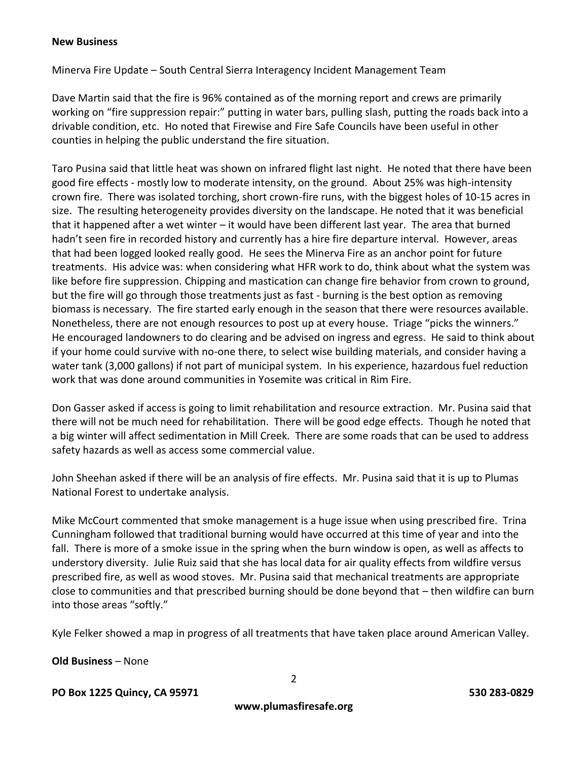**New Business**

Minerva Fire Update – South Central Sierra Interagency Incident Management Team

Dave Martin said that the fire is 96% contained as of the morning report and crews are primarily working on "fire suppression repair:" putting in water bars, pulling slash, putting the roads back into a drivable condition, etc. Ho noted that Firewise and Fire Safe Councils have been useful in other counties in helping the public understand the fire situation.

Taro Pusina said that little heat was shown on infrared flight last night. He noted that there have been good fire effects - mostly low to moderate intensity, on the ground. About 25% was high-intensity crown fire. There was isolated torching, short crown-fire runs, with the biggest holes of 10-15 acres in size. The resulting heterogeneity provides diversity on the landscape. He noted that it was beneficial that it happened after a wet winter – it would have been different last year. The area that burned hadn't seen fire in recorded history and currently has a hire fire departure interval. However, areas that had been logged looked really good. He sees the Minerva Fire as an anchor point for future treatments. His advice was: when considering what HFR work to do, think about what the system was like before fire suppression. Chipping and mastication can change fire behavior from crown to ground, but the fire will go through those treatments just as fast - burning is the best option as removing biomass is necessary. The fire started early enough in the season that there were resources available. Nonetheless, there are not enough resources to post up at every house. Triage "picks the winners." He encouraged landowners to do clearing and be advised on ingress and egress. He said to think about if your home could survive with no-one there, to select wise building materials, and consider having a water tank (3,000 gallons) if not part of municipal system. In his experience, hazardous fuel reduction work that was done around communities in Yosemite was critical in Rim Fire.

Don Gasser asked if access is going to limit rehabilitation and resource extraction. Mr. Pusina said that there will not be much need for rehabilitation. There will be good edge effects. Though he noted that a big winter will affect sedimentation in Mill Creek. There are some roads that can be used to address safety hazards as well as access some commercial value.

John Sheehan asked if there will be an analysis of fire effects. Mr. Pusina said that it is up to Plumas National Forest to undertake analysis.

Mike McCourt commented that smoke management is a huge issue when using prescribed fire. Trina Cunningham followed that traditional burning would have occurred at this time of year and into the fall. There is more of a smoke issue in the spring when the burn window is open, as well as affects to understory diversity. Julie Ruiz said that she has local data for air quality effects from wildfire versus prescribed fire, as well as wood stoves. Mr. Pusina said that mechanical treatments are appropriate close to communities and that prescribed burning should be done beyond that – then wildfire can burn into those areas "softly."

Kyle Felker showed a map in progress of all treatments that have taken place around American Valley.

**Old Business** – None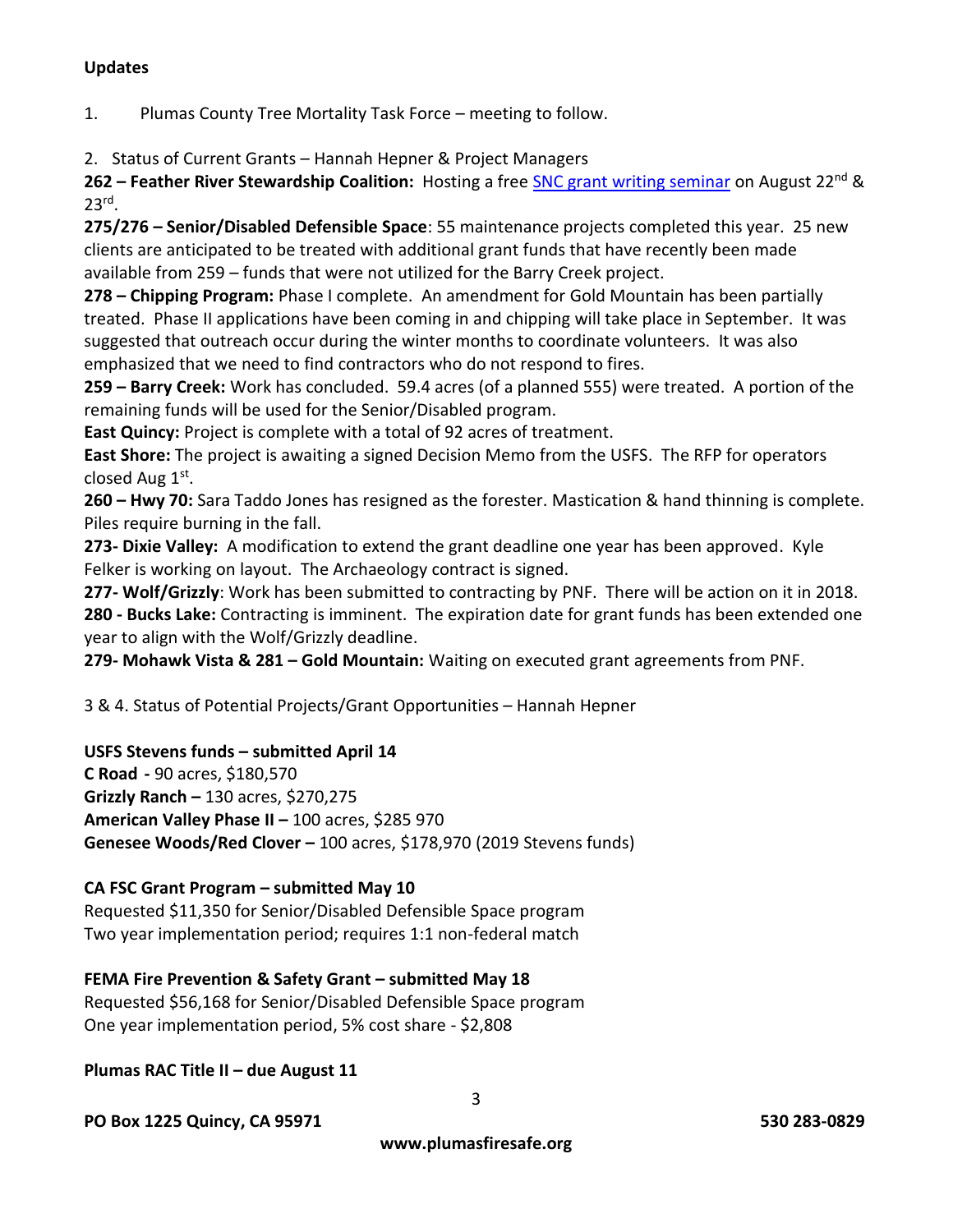**Updates**

1. Plumas County Tree Mortality Task Force – meeting to follow.

2. Status of Current Grants – Hannah Hepner & Project Managers

**262 – Feather River Stewardship Coalition:** Hosting a free SNC grant writing seminar on August 22nd & 23rd.

**275/276 – Senior/Disabled Defensible Space**: 55 maintenance projects completed this year. 25 new clients are anticipated to be treated with additional grant funds that have recently been made available from 259 – funds that were not utilized for the Barry Creek project.

**278 – Chipping Program:** Phase I complete. An amendment for Gold Mountain has been partially treated. Phase II applications have been coming in and chipping will take place in September. It was suggested that outreach occur during the winter months to coordinate volunteers. It was also emphasized that we need to find contractors who do not respond to fires.

**259 – Barry Creek:** Work has concluded. 59.4 acres (of a planned 555) were treated. A portion of the remaining funds will be used for the Senior/Disabled program.

**East Quincy:** Project is complete with a total of 92 acres of treatment.

**East Shore:** The project is awaiting a signed Decision Memo from the USFS. The RFP for operators closed Aug 1st.

**260 – Hwy 70:** Sara Taddo Jones has resigned as the forester. Mastication & hand thinning is complete. Piles require burning in the fall.

**273- Dixie Valley:** A modification to extend the grant deadline one year has been approved. Kyle Felker is working on layout. The Archaeology contract is signed.

**277- Wolf/Grizzly**: Work has been submitted to contracting by PNF. There will be action on it in 2018.

**280 - Bucks Lake:** Contracting is imminent. The expiration date for grant funds has been extended one year to align with the Wolf/Grizzly deadline.

**279- Mohawk Vista & 281 – Gold Mountain:** Waiting on executed grant agreements from PNF.

3 & 4. Status of Potential Projects/Grant Opportunities – Hannah Hepner

**USFS Stevens funds – submitted April 14**

**C Road -** 90 acres, $180,570
**Grizzly Ranch –** 130 acres, $270,275
**American Valley Phase II –** 100 acres, $285 970
**Genesee Woods/Red Clover –** 100 acres, $178,970 (2019 Stevens funds)

**CA FSC Grant Program – submitted May 10**

Requested $11,350 for Senior/Disabled Defensible Space program
Two year implementation period; requires 1:1 non-federal match

**FEMA Fire Prevention & Safety Grant – submitted May 18**

Requested $56,168 for Senior/Disabled Defensible Space program
One year implementation period, 5% cost share - $2,808

**Plumas RAC Title II – due August 11**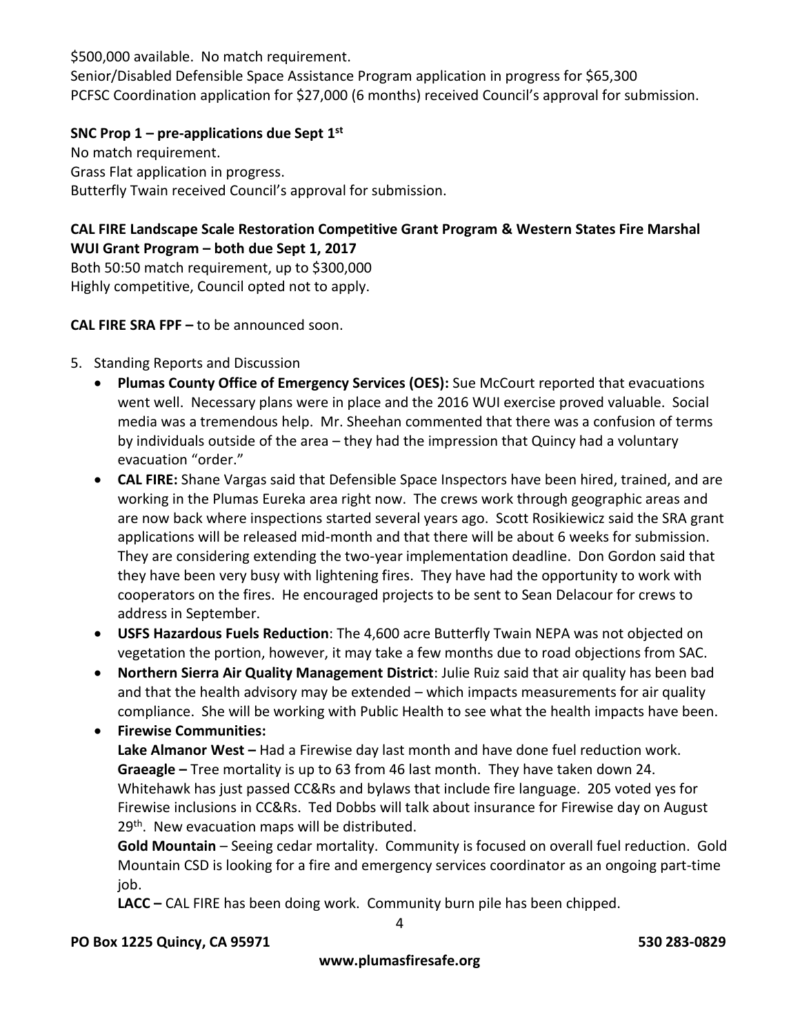$500,000 available. No match requirement.
Senior/Disabled Defensible Space Assistance Program application in progress for $65,300
PCFSC Coordination application for $27,000 (6 months) received Council's approval for submission.

**SNC Prop 1 – pre-applications due Sept 1st**
No match requirement.
Grass Flat application in progress.
Butterfly Twain received Council's approval for submission.

**CAL FIRE Landscape Scale Restoration Competitive Grant Program & Western States Fire Marshal WUI Grant Program – both due Sept 1, 2017**
Both 50:50 match requirement, up to $300,000
Highly competitive, Council opted not to apply.

**CAL FIRE SRA FPF –** to be announced soon.

5. Standing Reports and Discussion
   - **Plumas County Office of Emergency Services (OES):** Sue McCourt reported that evacuations went well. Necessary plans were in place and the 2016 WUI exercise proved valuable. Social media was a tremendous help. Mr. Sheehan commented that there was a confusion of terms by individuals outside of the area – they had the impression that Quincy had a voluntary evacuation "order."
   - **CAL FIRE:** Shane Vargas said that Defensible Space Inspectors have been hired, trained, and are working in the Plumas Eureka area right now. The crews work through geographic areas and are now back where inspections started several years ago. Scott Rosikiewicz said the SRA grant applications will be released mid-month and that there will be about 6 weeks for submission. They are considering extending the two-year implementation deadline. Don Gordon said that they have been very busy with lightening fires. They have had the opportunity to work with cooperators on the fires. He encouraged projects to be sent to Sean Delacour for crews to address in September.
   - **USFS Hazardous Fuels Reduction**: The 4,600 acre Butterfly Twain NEPA was not objected on vegetation the portion, however, it may take a few months due to road objections from SAC.
   - **Northern Sierra Air Quality Management District**: Julie Ruiz said that air quality has been bad and that the health advisory may be extended – which impacts measurements for air quality compliance. She will be working with Public Health to see what the health impacts have been.
   - **Firewise Communities:**
     **Lake Almanor West –** Had a Firewise day last month and have done fuel reduction work.
     **Graeagle –** Tree mortality is up to 63 from 46 last month. They have taken down 24. Whitehawk has just passed CC&Rs and bylaws that include fire language. 205 voted yes for Firewise inclusions in CC&Rs. Ted Dobbs will talk about insurance for Firewise day on August 29th. New evacuation maps will be distributed.
     **Gold Mountain** – Seeing cedar mortality. Community is focused on overall fuel reduction. Gold Mountain CSD is looking for a fire and emergency services coordinator as an ongoing part-time job.
     **LACC –** CAL FIRE has been doing work. Community burn pile has been chipped.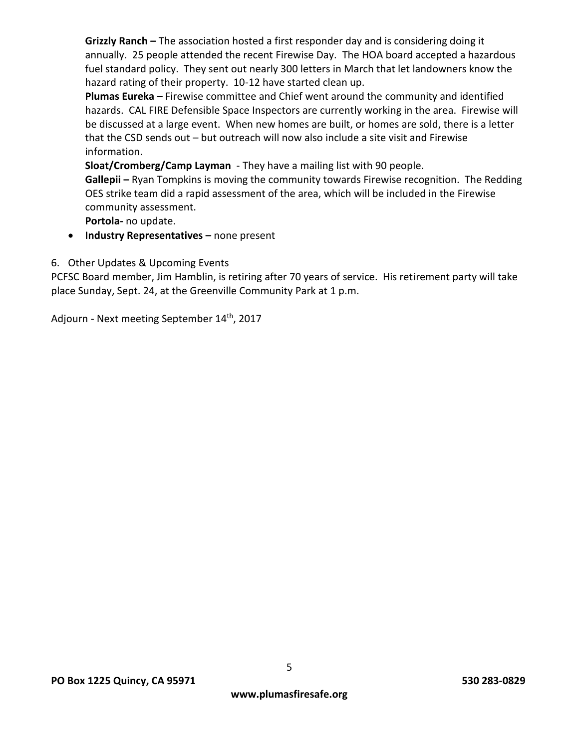**Grizzly Ranch –** The association hosted a first responder day and is considering doing it annually. 25 people attended the recent Firewise Day. The HOA board accepted a hazardous fuel standard policy. They sent out nearly 300 letters in March that let landowners know the hazard rating of their property. 10-12 have started clean up.

**Plumas Eureka** – Firewise committee and Chief went around the community and identified hazards. CAL FIRE Defensible Space Inspectors are currently working in the area. Firewise will be discussed at a large event. When new homes are built, or homes are sold, there is a letter that the CSD sends out – but outreach will now also include a site visit and Firewise information.

**Sloat/Cromberg/Camp Layman** - They have a mailing list with 90 people.

**Gallepii –** Ryan Tompkins is moving the community towards Firewise recognition. The Redding OES strike team did a rapid assessment of the area, which will be included in the Firewise community assessment.

**Portola-** no update.

- **Industry Representatives –** none present

6. Other Updates & Upcoming Events

PCFSC Board member, Jim Hamblin, is retiring after 70 years of service. His retirement party will take place Sunday, Sept. 24, at the Greenville Community Park at 1 p.m.

Adjourn - Next meeting September 14th, 2017

**PO Box 1225 Quincy, CA 95971** **530 283-0829**

**www.plumasfiresafe.org**